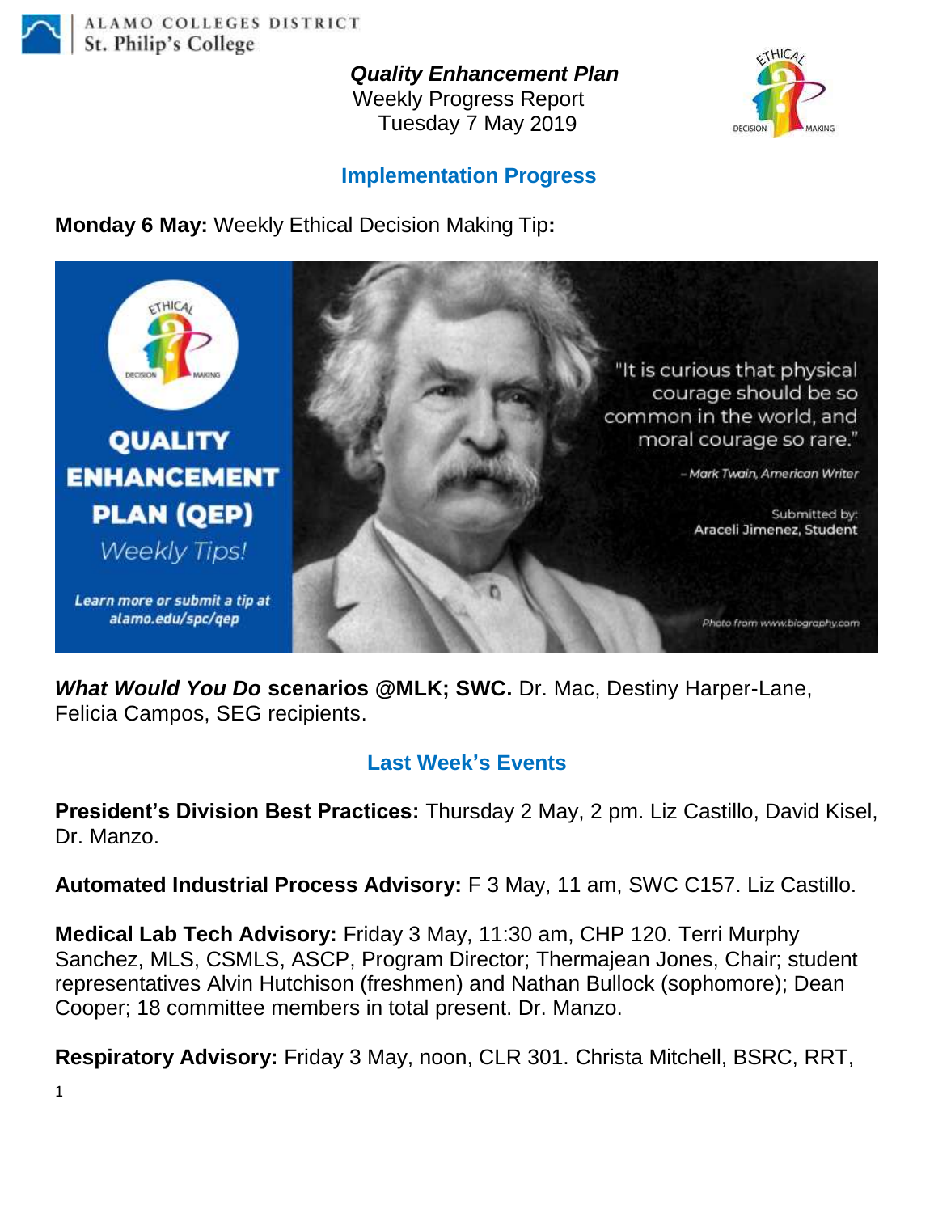ALAMO COLLEGES DISTRICT
St. Philip's College

***Quality Enhancement Plan***
Weekly Progress Report
Tuesday 7 May 2019

## Implementation Progress

**Monday 6 May:** Weekly Ethical Decision Making Tip**:**

QUALITY ENHANCEMENT PLAN (QEP) *Weekly Tips!*

*Learn more or submit a tip at alamo.edu/spc/qep*

"It is curious that physical courage should be so common in the world, and moral courage so rare."

*– Mark Twain, American Writer*

Submitted by: Araceli Jimenez, Student

*Photo from www.biography.com*

***What Would You Do* scenarios @MLK; SWC.** Dr. Mac, Destiny Harper-Lane, Felicia Campos, SEG recipients.

## Last Week's Events

**President's Division Best Practices:** Thursday 2 May, 2 pm. Liz Castillo, David Kisel, Dr. Manzo.

**Automated Industrial Process Advisory:** F 3 May, 11 am, SWC C157. Liz Castillo.

**Medical Lab Tech Advisory:** Friday 3 May, 11:30 am, CHP 120. Terri Murphy Sanchez, MLS, CSMLS, ASCP, Program Director; Thermajean Jones, Chair; student representatives Alvin Hutchison (freshmen) and Nathan Bullock (sophomore); Dean Cooper; 18 committee members in total present. Dr. Manzo.

**Respiratory Advisory:** Friday 3 May, noon, CLR 301. Christa Mitchell, BSRC, RRT,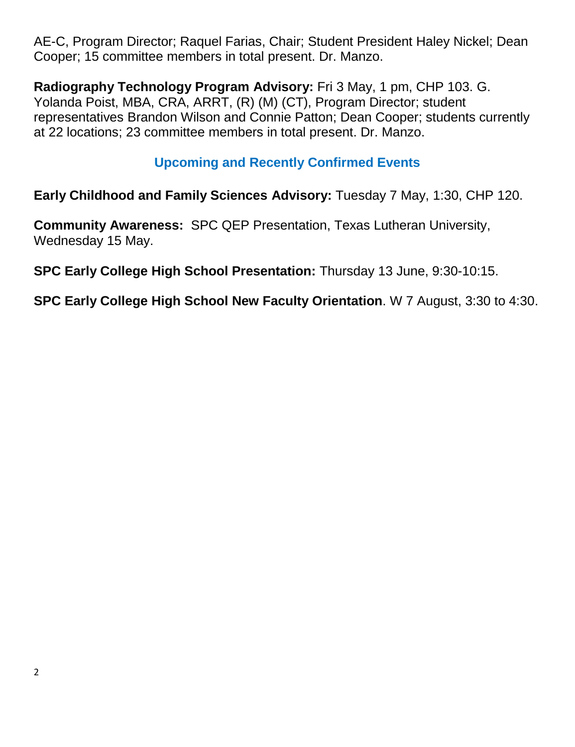AE-C, Program Director; Raquel Farias, Chair; Student President Haley Nickel; Dean Cooper; 15 committee members in total present. Dr. Manzo.

**Radiography Technology Program Advisory:** Fri 3 May, 1 pm, CHP 103. G. Yolanda Poist, MBA, CRA, ARRT, (R) (M) (CT), Program Director; student representatives Brandon Wilson and Connie Patton; Dean Cooper; students currently at 22 locations; 23 committee members in total present. Dr. Manzo.

## Upcoming and Recently Confirmed Events

**Early Childhood and Family Sciences Advisory:** Tuesday 7 May, 1:30, CHP 120.

**Community Awareness:** SPC QEP Presentation, Texas Lutheran University, Wednesday 15 May.

**SPC Early College High School Presentation:** Thursday 13 June, 9:30-10:15.

**SPC Early College High School New Faculty Orientation**. W 7 August, 3:30 to 4:30.